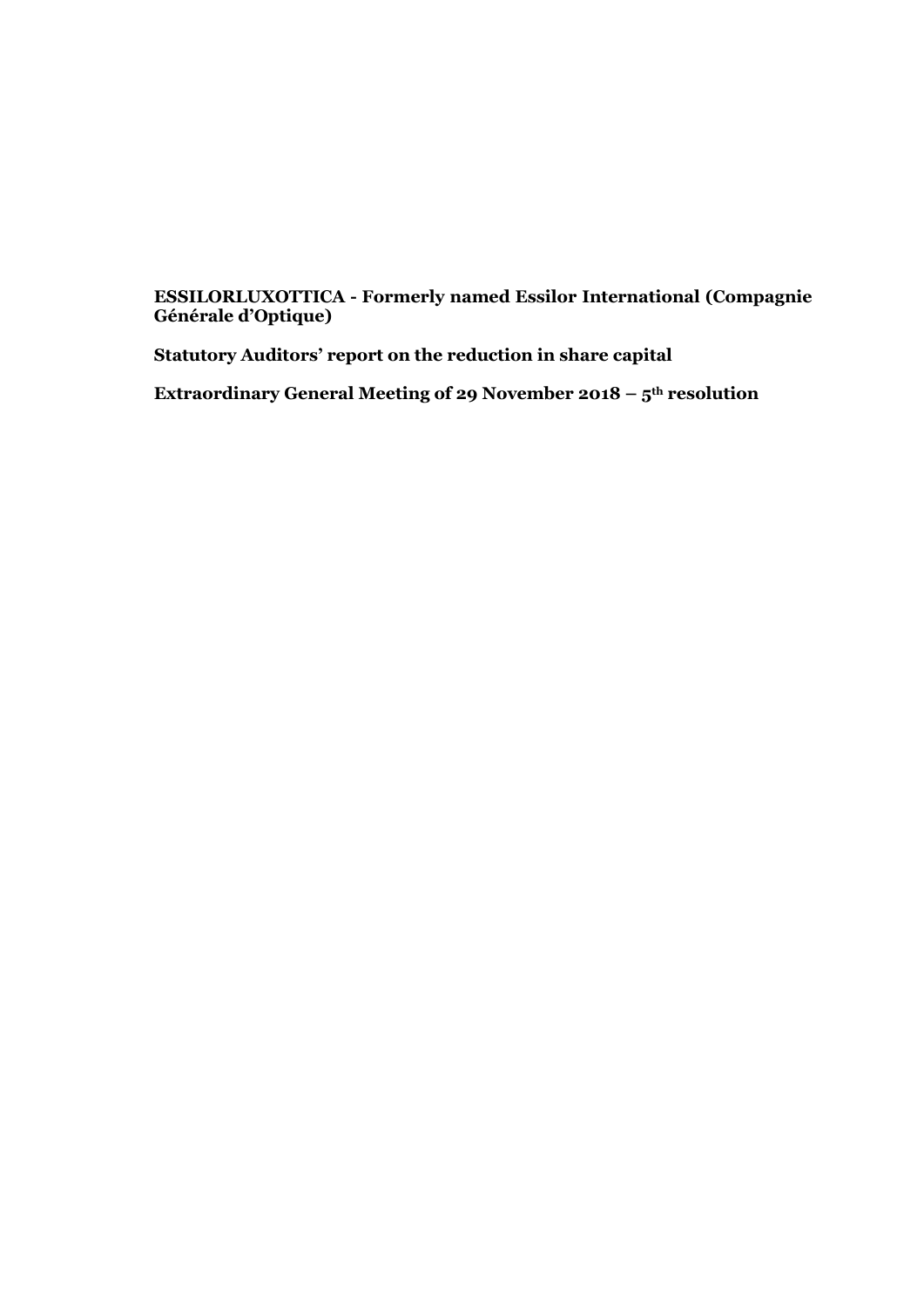**ESSILORLUXOTTICA - Formerly named Essilor International (Compagnie Générale d'Optique)**

**Statutory Auditors' report on the reduction in share capital**

**Extraordinary General Meeting of 29 November 2018 – 5th resolution**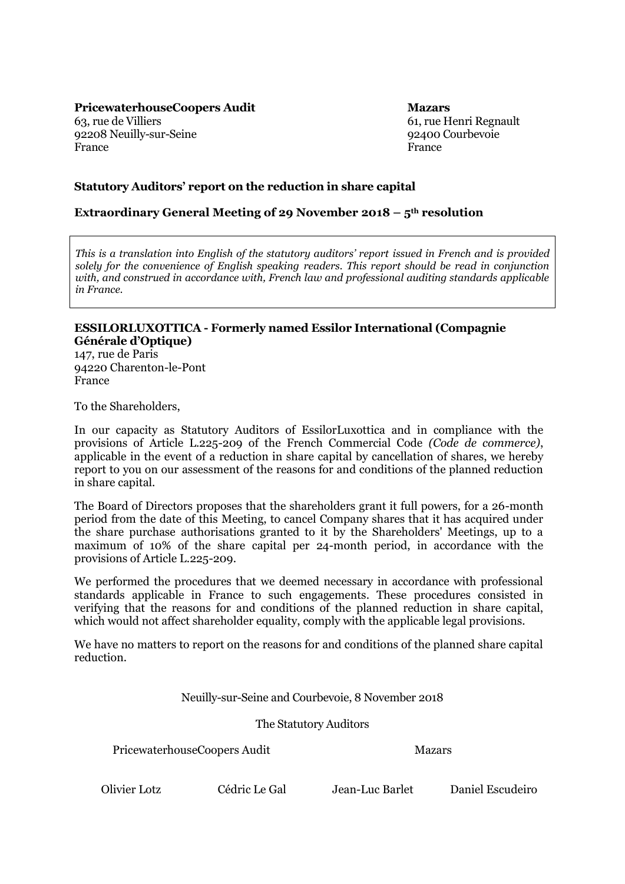**PricewaterhouseCoopers Audit**
63, rue de Villiers
92208 Neuilly-sur-Seine
France

**Mazars**
61, rue Henri Regnault
92400 Courbevoie
France

**Statutory Auditors' report on the reduction in share capital**

**Extraordinary General Meeting of 29 November 2018 – 5th resolution**

*This is a translation into English of the statutory auditors' report issued in French and is provided solely for the convenience of English speaking readers. This report should be read in conjunction with, and construed in accordance with, French law and professional auditing standards applicable in France.*

**ESSILORLUXOTTICA - Formerly named Essilor International (Compagnie Générale d'Optique)**
147, rue de Paris
94220 Charenton-le-Pont
France

To the Shareholders,

In our capacity as Statutory Auditors of EssilorLuxottica and in compliance with the provisions of Article L.225-209 of the French Commercial Code *(Code de commerce)*, applicable in the event of a reduction in share capital by cancellation of shares, we hereby report to you on our assessment of the reasons for and conditions of the planned reduction in share capital.

The Board of Directors proposes that the shareholders grant it full powers, for a 26-month period from the date of this Meeting, to cancel Company shares that it has acquired under the share purchase authorisations granted to it by the Shareholders' Meetings, up to a maximum of 10% of the share capital per 24-month period, in accordance with the provisions of Article L.225-209.

We performed the procedures that we deemed necessary in accordance with professional standards applicable in France to such engagements. These procedures consisted in verifying that the reasons for and conditions of the planned reduction in share capital, which would not affect shareholder equality, comply with the applicable legal provisions.

We have no matters to report on the reasons for and conditions of the planned share capital reduction.

Neuilly-sur-Seine and Courbevoie, 8 November 2018

The Statutory Auditors

PricewaterhouseCoopers Audit

Olivier Lotz    Cédric Le Gal

Mazars

Jean-Luc Barlet    Daniel Escudeiro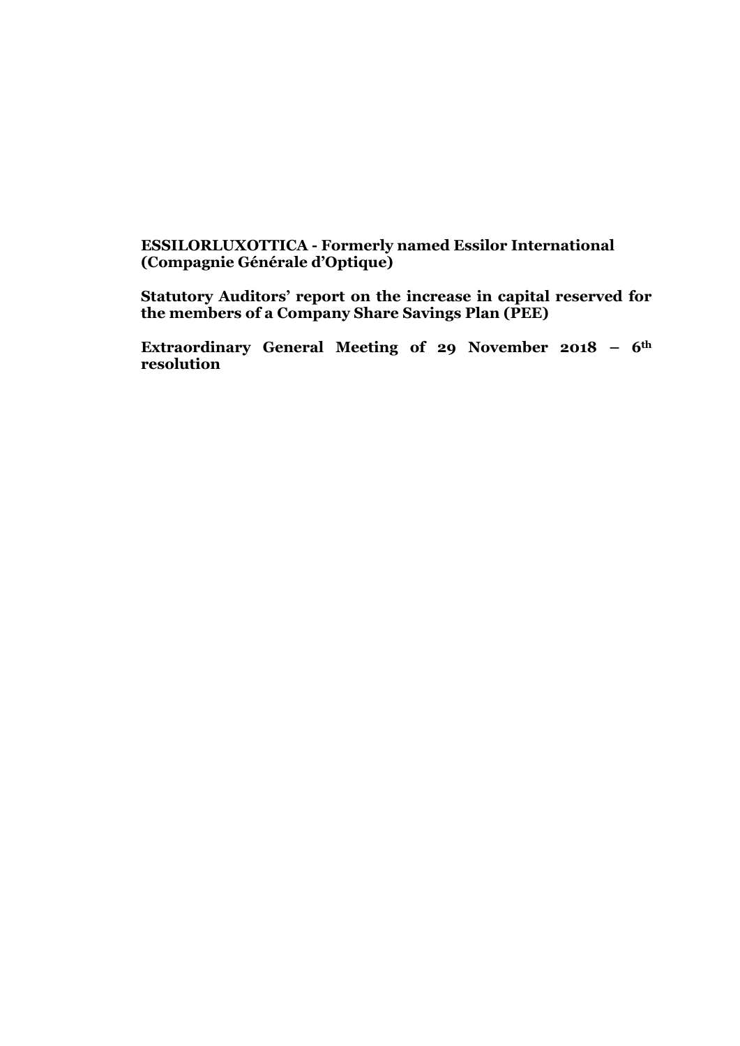**ESSILORLUXOTTICA - Formerly named Essilor International (Compagnie Générale d'Optique)**

**Statutory Auditors' report on the increase in capital reserved for the members of a Company Share Savings Plan (PEE)**

**Extraordinary General Meeting of 29 November 2018 – 6th resolution**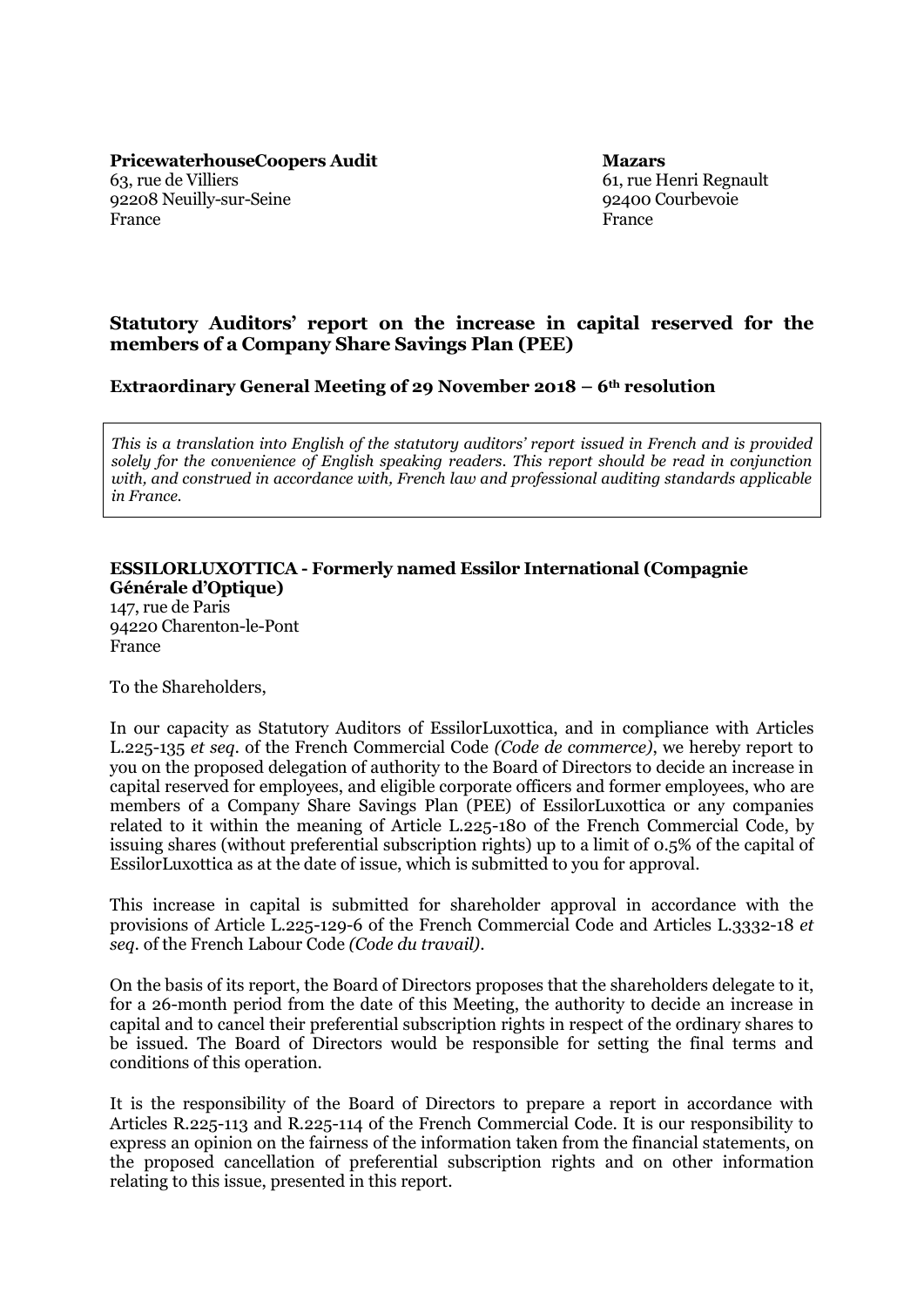**PricewaterhouseCoopers Audit**
63, rue de Villiers
92208 Neuilly-sur-Seine
France

**Mazars**
61, rue Henri Regnault
92400 Courbevoie
France

## Statutory Auditors' report on the increase in capital reserved for the members of a Company Share Savings Plan (PEE)

**Extraordinary General Meeting of 29 November 2018 – 6th resolution**

*This is a translation into English of the statutory auditors' report issued in French and is provided solely for the convenience of English speaking readers. This report should be read in conjunction with, and construed in accordance with, French law and professional auditing standards applicable in France.*

**ESSILORLUXOTTICA - Formerly named Essilor International (Compagnie Générale d'Optique)**
147, rue de Paris
94220 Charenton-le-Pont
France

To the Shareholders,

In our capacity as Statutory Auditors of EssilorLuxottica, and in compliance with Articles L.225-135 *et seq.* of the French Commercial Code *(Code de commerce)*, we hereby report to you on the proposed delegation of authority to the Board of Directors to decide an increase in capital reserved for employees, and eligible corporate officers and former employees, who are members of a Company Share Savings Plan (PEE) of EssilorLuxottica or any companies related to it within the meaning of Article L.225-180 of the French Commercial Code, by issuing shares (without preferential subscription rights) up to a limit of 0.5% of the capital of EssilorLuxottica as at the date of issue, which is submitted to you for approval.

This increase in capital is submitted for shareholder approval in accordance with the provisions of Article L.225-129-6 of the French Commercial Code and Articles L.3332-18 *et seq.* of the French Labour Code *(Code du travail)*.

On the basis of its report, the Board of Directors proposes that the shareholders delegate to it, for a 26-month period from the date of this Meeting, the authority to decide an increase in capital and to cancel their preferential subscription rights in respect of the ordinary shares to be issued. The Board of Directors would be responsible for setting the final terms and conditions of this operation.

It is the responsibility of the Board of Directors to prepare a report in accordance with Articles R.225-113 and R.225-114 of the French Commercial Code. It is our responsibility to express an opinion on the fairness of the information taken from the financial statements, on the proposed cancellation of preferential subscription rights and on other information relating to this issue, presented in this report.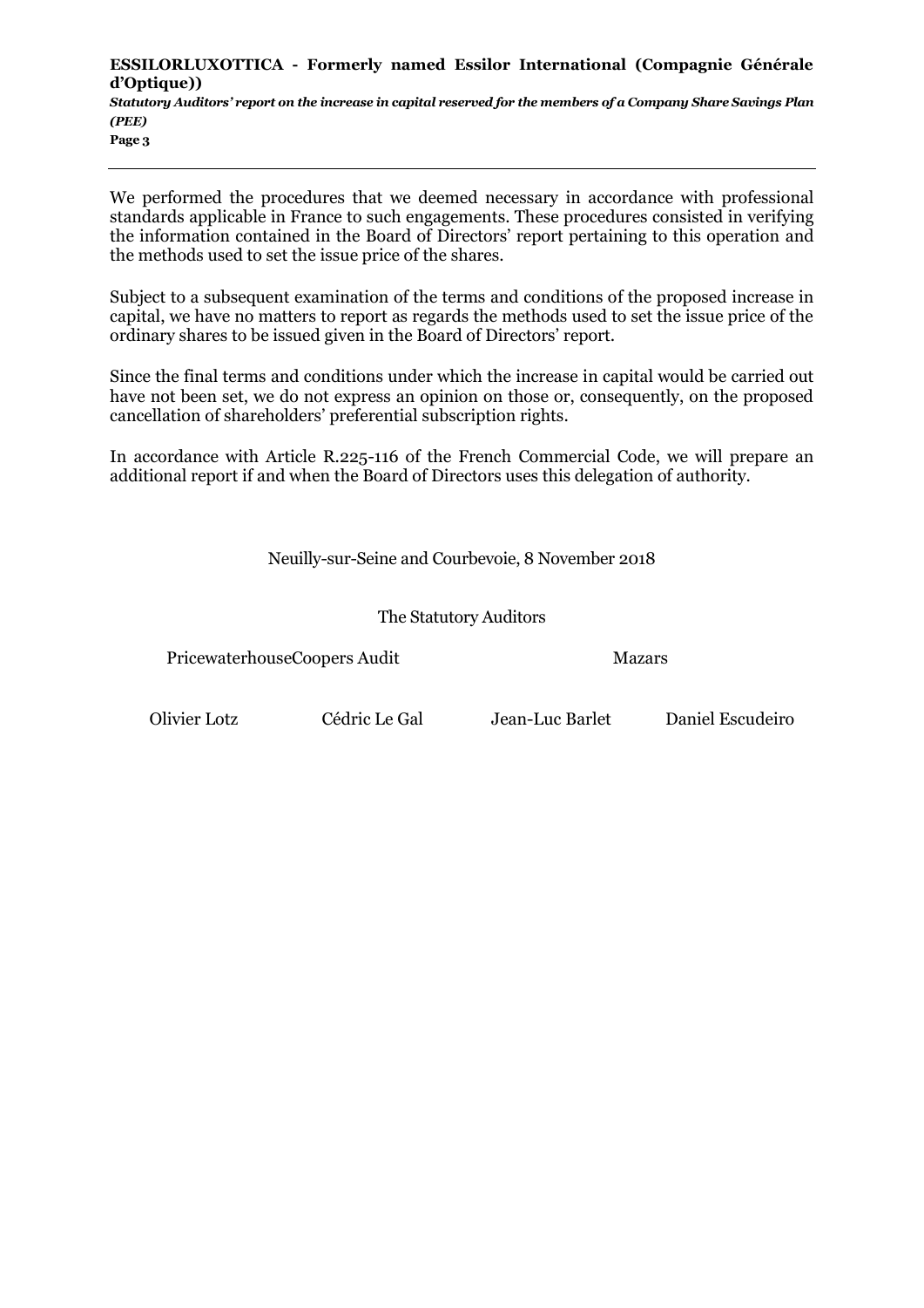We performed the procedures that we deemed necessary in accordance with professional standards applicable in France to such engagements. These procedures consisted in verifying the information contained in the Board of Directors' report pertaining to this operation and the methods used to set the issue price of the shares.

Subject to a subsequent examination of the terms and conditions of the proposed increase in capital, we have no matters to report as regards the methods used to set the issue price of the ordinary shares to be issued given in the Board of Directors' report.

Since the final terms and conditions under which the increase in capital would be carried out have not been set, we do not express an opinion on those or, consequently, on the proposed cancellation of shareholders' preferential subscription rights.

In accordance with Article R.225-116 of the French Commercial Code, we will prepare an additional report if and when the Board of Directors uses this delegation of authority.

Neuilly-sur-Seine and Courbevoie, 8 November 2018

The Statutory Auditors

| PricewaterhouseCoopers Audit | | Mazars | |
|---|---|---|---|
| Olivier Lotz | Cédric Le Gal | Jean-Luc Barlet | Daniel Escudeiro |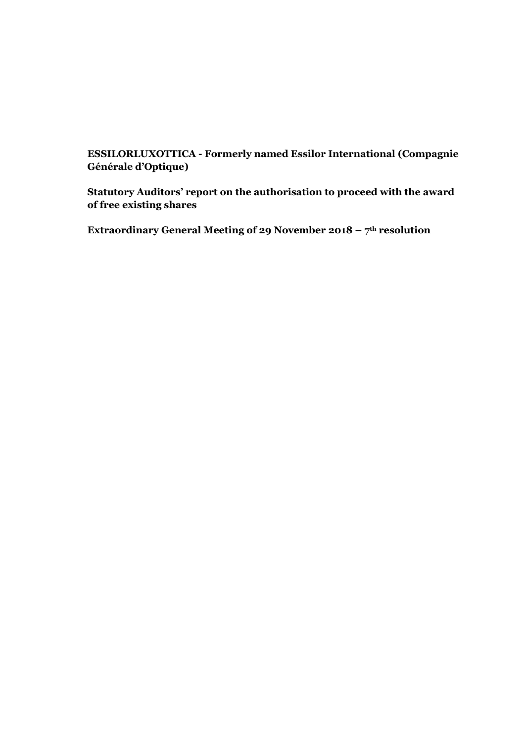**ESSILORLUXOTTICA - Formerly named Essilor International (Compagnie Générale d'Optique)**

**Statutory Auditors' report on the authorisation to proceed with the award of free existing shares**

**Extraordinary General Meeting of 29 November 2018 – 7th resolution**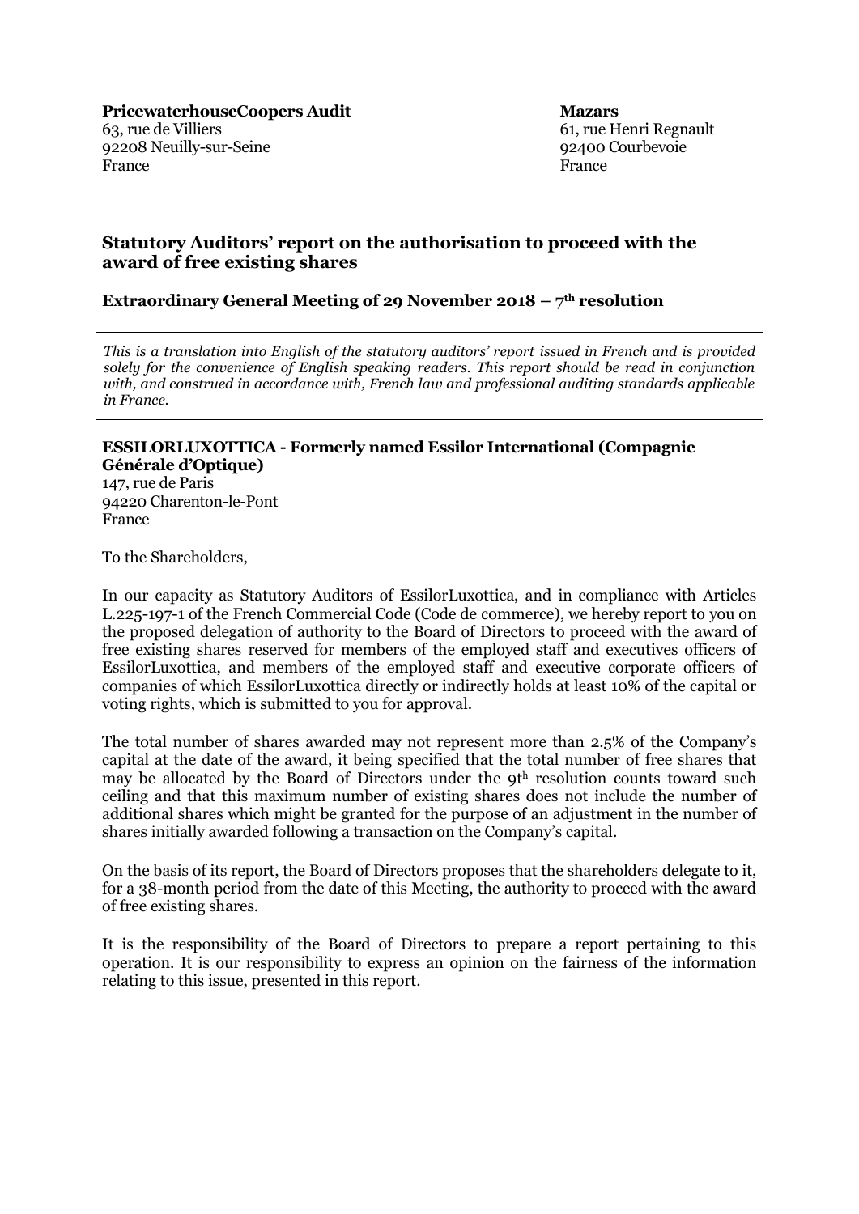**PricewaterhouseCoopers Audit**
63, rue de Villiers
92208 Neuilly-sur-Seine
France

**Mazars**
61, rue Henri Regnault
92400 Courbevoie
France

## Statutory Auditors' report on the authorisation to proceed with the award of free existing shares

### Extraordinary General Meeting of 29 November 2018 – 7th resolution

*This is a translation into English of the statutory auditors' report issued in French and is provided solely for the convenience of English speaking readers. This report should be read in conjunction with, and construed in accordance with, French law and professional auditing standards applicable in France.*

**ESSILORLUXOTTICA - Formerly named Essilor International (Compagnie Générale d'Optique)**
147, rue de Paris
94220 Charenton-le-Pont
France

To the Shareholders,

In our capacity as Statutory Auditors of EssilorLuxottica, and in compliance with Articles L.225-197-1 of the French Commercial Code (Code de commerce), we hereby report to you on the proposed delegation of authority to the Board of Directors to proceed with the award of free existing shares reserved for members of the employed staff and executives officers of EssilorLuxottica, and members of the employed staff and executive corporate officers of companies of which EssilorLuxottica directly or indirectly holds at least 10% of the capital or voting rights, which is submitted to you for approval.

The total number of shares awarded may not represent more than 2.5% of the Company's capital at the date of the award, it being specified that the total number of free shares that may be allocated by the Board of Directors under the 9th resolution counts toward such ceiling and that this maximum number of existing shares does not include the number of additional shares which might be granted for the purpose of an adjustment in the number of shares initially awarded following a transaction on the Company's capital.

On the basis of its report, the Board of Directors proposes that the shareholders delegate to it, for a 38-month period from the date of this Meeting, the authority to proceed with the award of free existing shares.

It is the responsibility of the Board of Directors to prepare a report pertaining to this operation. It is our responsibility to express an opinion on the fairness of the information relating to this issue, presented in this report.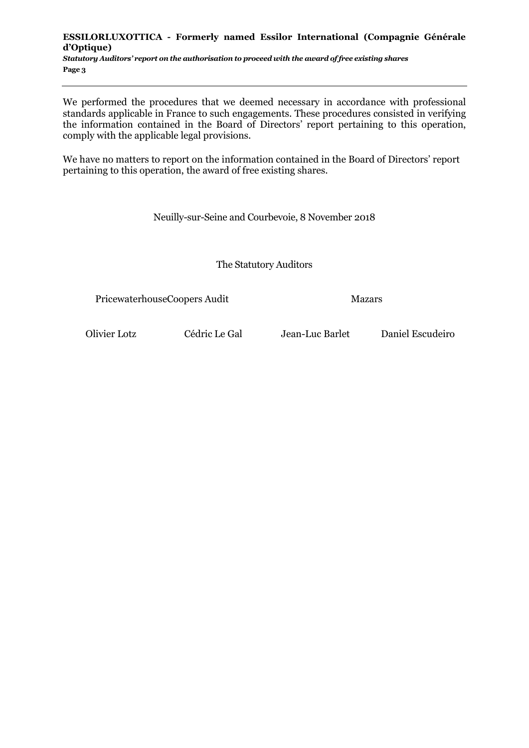We performed the procedures that we deemed necessary in accordance with professional standards applicable in France to such engagements. These procedures consisted in verifying the information contained in the Board of Directors' report pertaining to this operation, comply with the applicable legal provisions.

We have no matters to report on the information contained in the Board of Directors' report pertaining to this operation, the award of free existing shares.

Neuilly-sur-Seine and Courbevoie, 8 November 2018

The Statutory Auditors

| PricewaterhouseCoopers Audit | | Mazars | |
|---|---|---|---|
| Olivier Lotz | Cédric Le Gal | Jean-Luc Barlet | Daniel Escudeiro |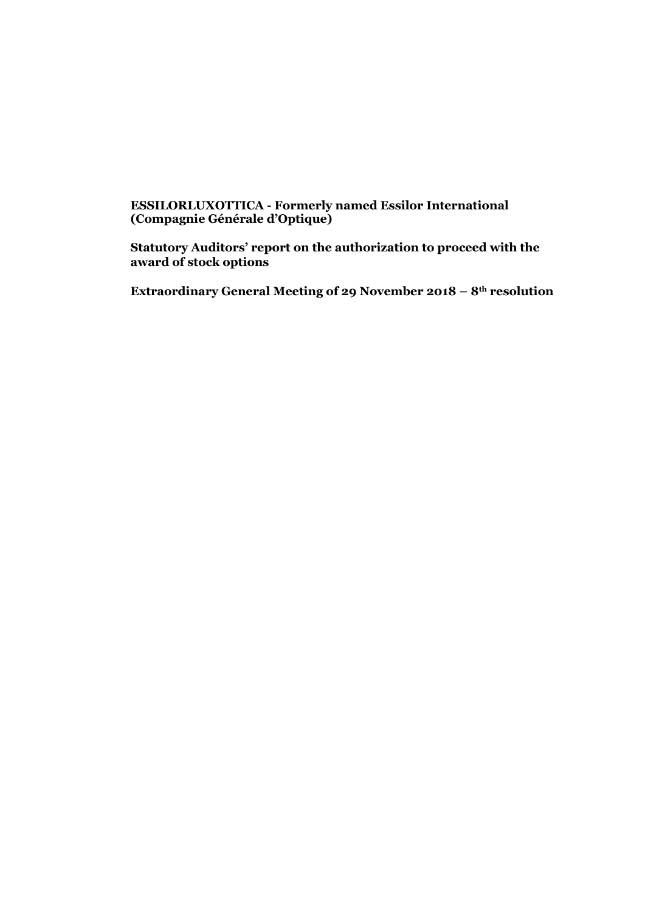**ESSILORLUXOTTICA - Formerly named Essilor International (Compagnie Générale d'Optique)**

**Statutory Auditors' report on the authorization to proceed with the award of stock options**

**Extraordinary General Meeting of 29 November 2018 – 8th resolution**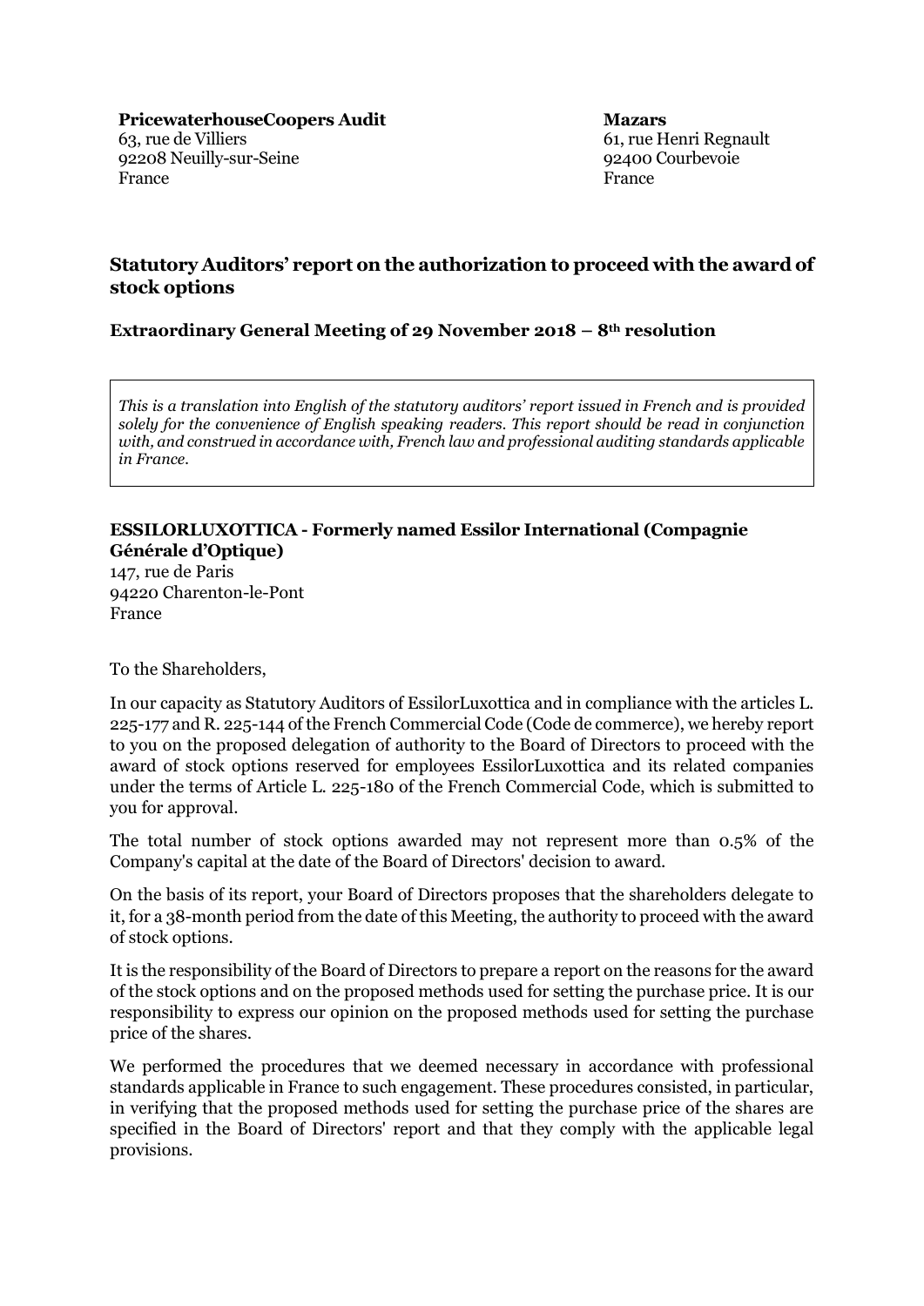**PricewaterhouseCoopers Audit**
63, rue de Villiers
92208 Neuilly-sur-Seine
France

**Mazars**
61, rue Henri Regnault
92400 Courbevoie
France

## Statutory Auditors' report on the authorization to proceed with the award of stock options

### Extraordinary General Meeting of 29 November 2018 – 8th resolution

*This is a translation into English of the statutory auditors' report issued in French and is provided solely for the convenience of English speaking readers. This report should be read in conjunction with, and construed in accordance with, French law and professional auditing standards applicable in France.*

**ESSILORLUXOTTICA - Formerly named Essilor International (Compagnie Générale d'Optique)**
147, rue de Paris
94220 Charenton-le-Pont
France

To the Shareholders,

In our capacity as Statutory Auditors of EssilorLuxottica and in compliance with the articles L. 225-177 and R. 225-144 of the French Commercial Code (Code de commerce), we hereby report to you on the proposed delegation of authority to the Board of Directors to proceed with the award of stock options reserved for employees EssilorLuxottica and its related companies under the terms of Article L. 225-180 of the French Commercial Code, which is submitted to you for approval.

The total number of stock options awarded may not represent more than 0.5% of the Company's capital at the date of the Board of Directors' decision to award.

On the basis of its report, your Board of Directors proposes that the shareholders delegate to it, for a 38-month period from the date of this Meeting, the authority to proceed with the award of stock options.

It is the responsibility of the Board of Directors to prepare a report on the reasons for the award of the stock options and on the proposed methods used for setting the purchase price. It is our responsibility to express our opinion on the proposed methods used for setting the purchase price of the shares.

We performed the procedures that we deemed necessary in accordance with professional standards applicable in France to such engagement. These procedures consisted, in particular, in verifying that the proposed methods used for setting the purchase price of the shares are specified in the Board of Directors' report and that they comply with the applicable legal provisions.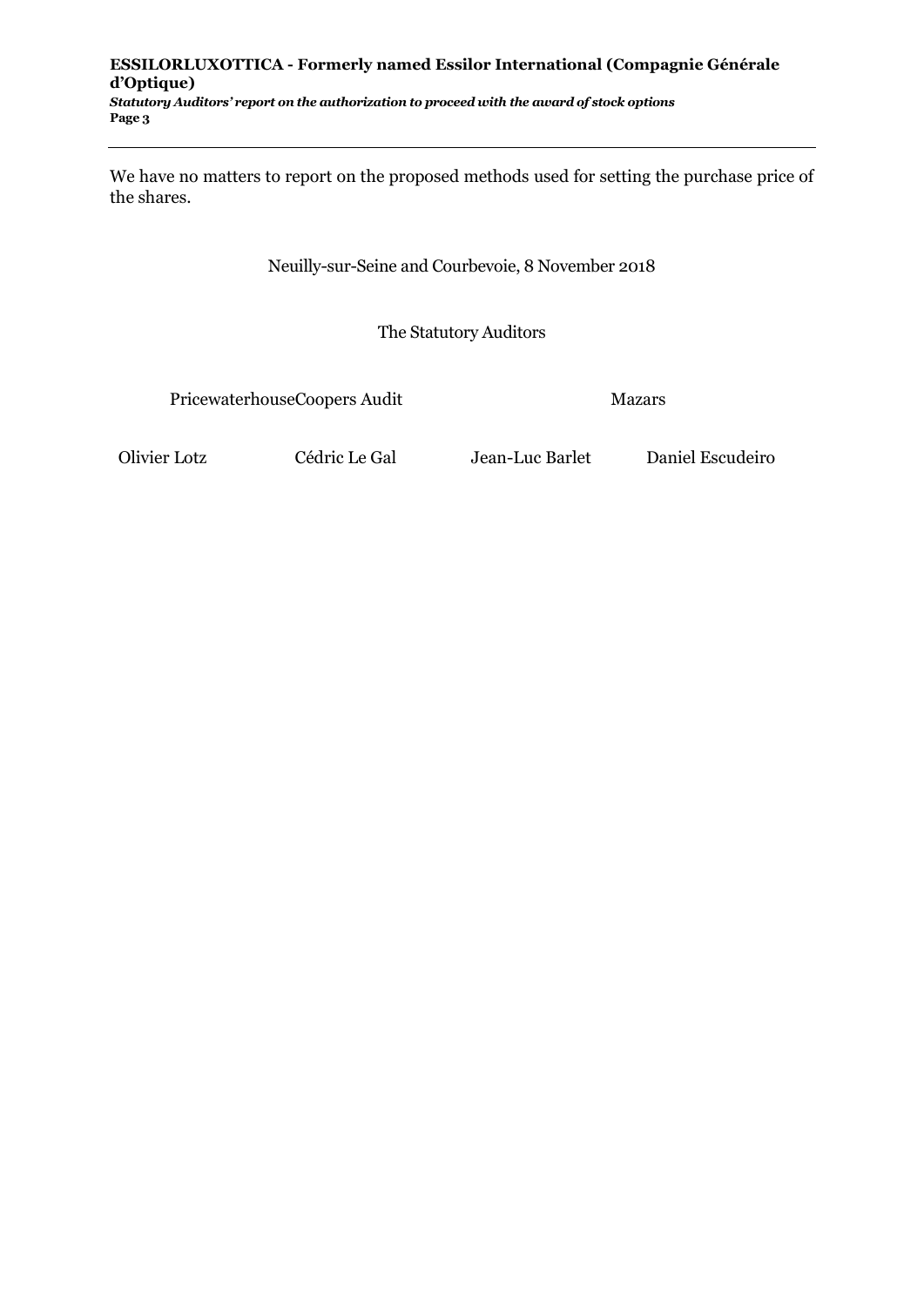We have no matters to report on the proposed methods used for setting the purchase price of the shares.

Neuilly-sur-Seine and Courbevoie, 8 November 2018

The Statutory Auditors

| PricewaterhouseCoopers Audit | | Mazars | |
| --- | --- | --- | --- |
| Olivier Lotz | Cédric Le Gal | Jean-Luc Barlet | Daniel Escudeiro |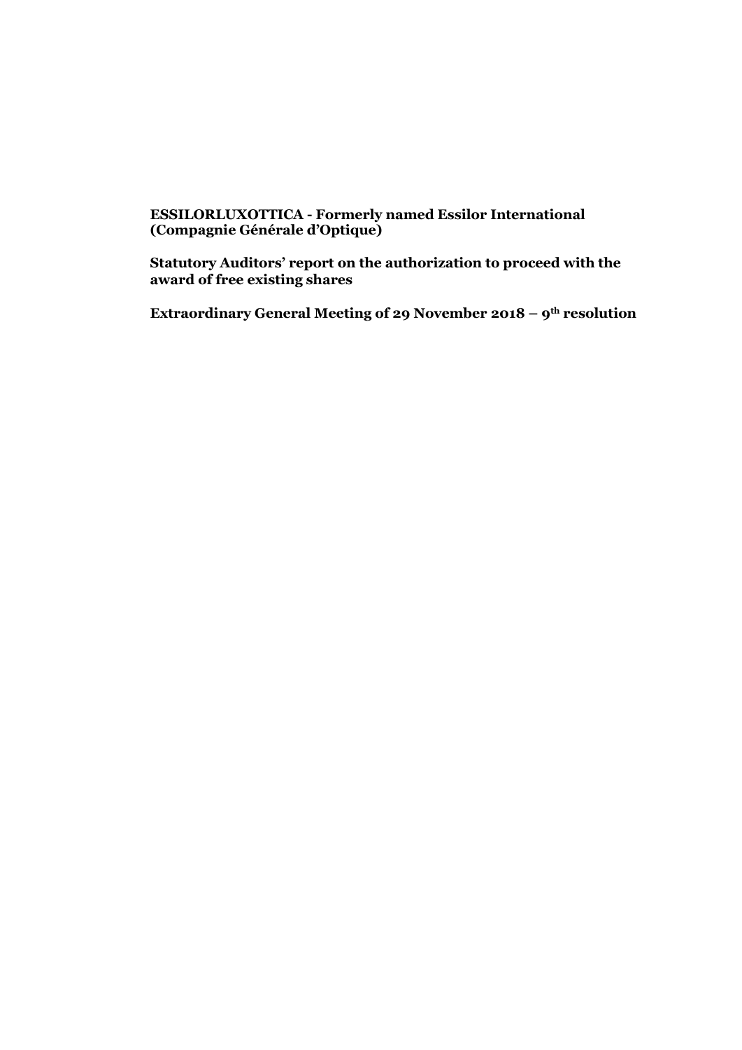**ESSILORLUXOTTICA - Formerly named Essilor International (Compagnie Générale d'Optique)**

**Statutory Auditors' report on the authorization to proceed with the award of free existing shares**

**Extraordinary General Meeting of 29 November 2018 – 9th resolution**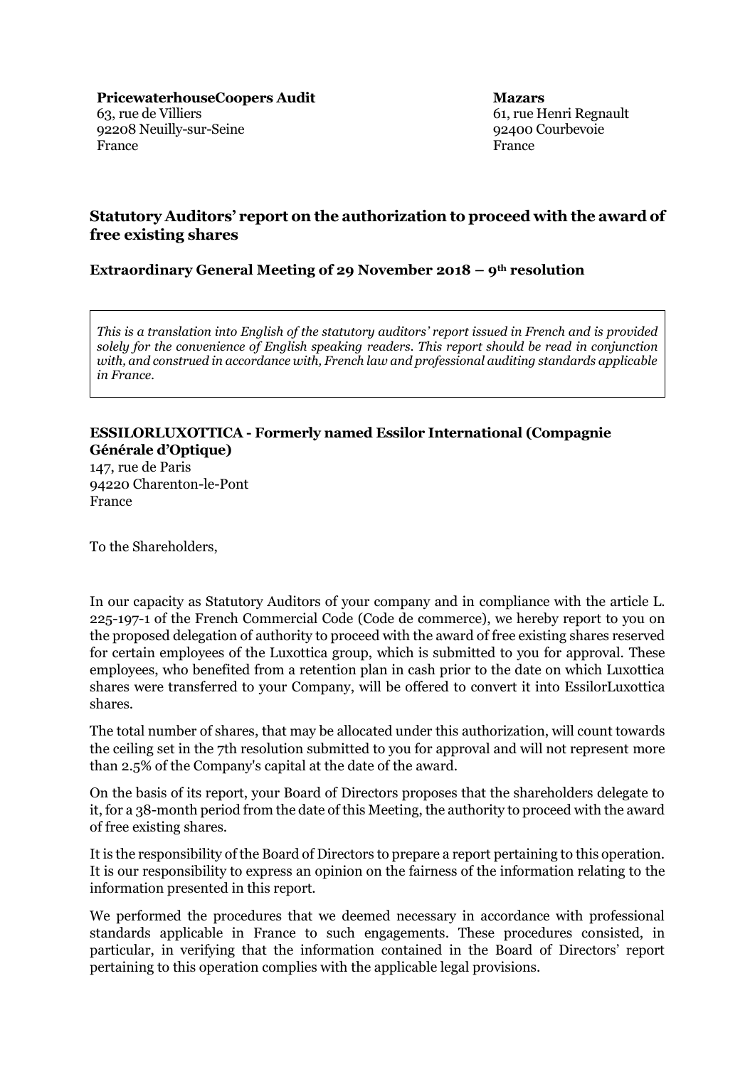**PricewaterhouseCoopers Audit**
63, rue de Villiers
92208 Neuilly-sur-Seine
France

**Mazars**
61, rue Henri Regnault
92400 Courbevoie
France

## Statutory Auditors' report on the authorization to proceed with the award of free existing shares

### Extraordinary General Meeting of 29 November 2018 – 9th resolution

*This is a translation into English of the statutory auditors' report issued in French and is provided solely for the convenience of English speaking readers. This report should be read in conjunction with, and construed in accordance with, French law and professional auditing standards applicable in France.*

**ESSILORLUXOTTICA - Formerly named Essilor International (Compagnie Générale d'Optique)**
147, rue de Paris
94220 Charenton-le-Pont
France

To the Shareholders,

In our capacity as Statutory Auditors of your company and in compliance with the article L. 225-197-1 of the French Commercial Code (Code de commerce), we hereby report to you on the proposed delegation of authority to proceed with the award of free existing shares reserved for certain employees of the Luxottica group, which is submitted to you for approval. These employees, who benefited from a retention plan in cash prior to the date on which Luxottica shares were transferred to your Company, will be offered to convert it into EssilorLuxottica shares.

The total number of shares, that may be allocated under this authorization, will count towards the ceiling set in the 7th resolution submitted to you for approval and will not represent more than 2.5% of the Company's capital at the date of the award.

On the basis of its report, your Board of Directors proposes that the shareholders delegate to it, for a 38-month period from the date of this Meeting, the authority to proceed with the award of free existing shares.

It is the responsibility of the Board of Directors to prepare a report pertaining to this operation. It is our responsibility to express an opinion on the fairness of the information relating to the information presented in this report.

We performed the procedures that we deemed necessary in accordance with professional standards applicable in France to such engagements. These procedures consisted, in particular, in verifying that the information contained in the Board of Directors' report pertaining to this operation complies with the applicable legal provisions.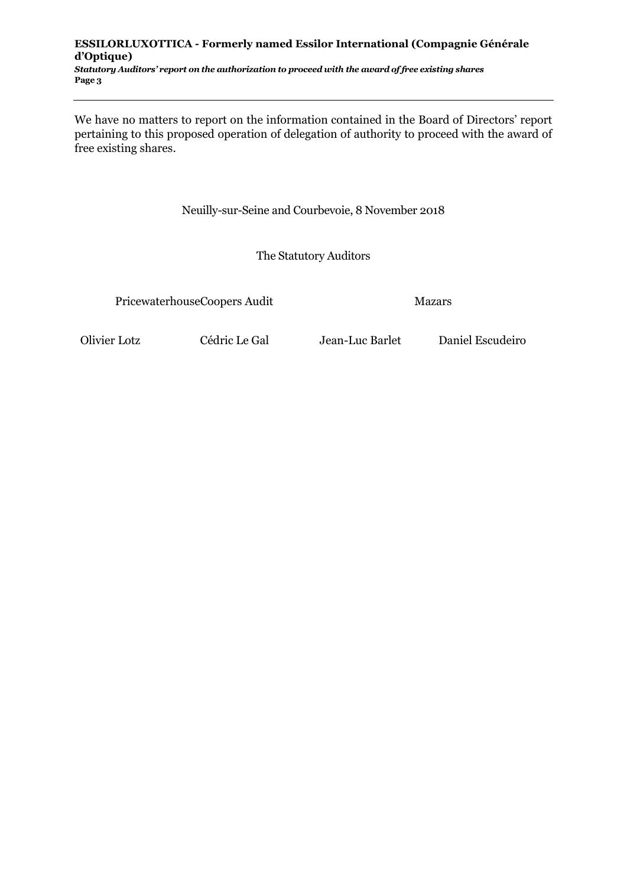We have no matters to report on the information contained in the Board of Directors' report pertaining to this proposed operation of delegation of authority to proceed with the award of free existing shares.

Neuilly-sur-Seine and Courbevoie, 8 November 2018

The Statutory Auditors

| PricewaterhouseCoopers Audit | | Mazars | |
|---|---|---|---|
| Olivier Lotz | Cédric Le Gal | Jean-Luc Barlet | Daniel Escudeiro |